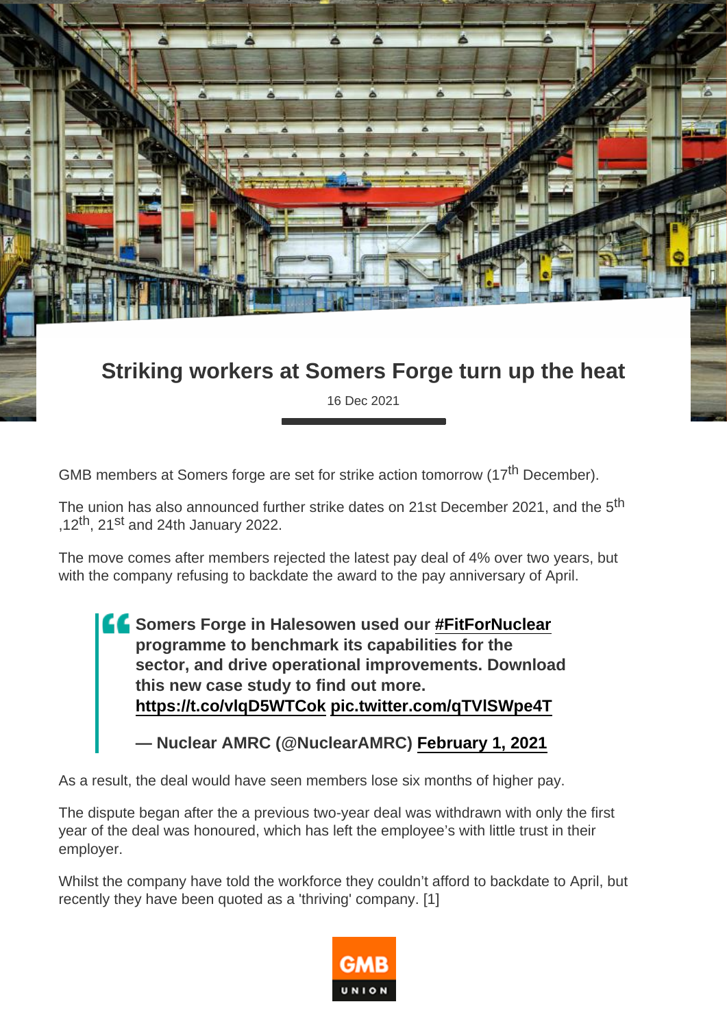# Striking workers at Somers Forge turn up the heat

16 Dec 2021

GMB members at Somers forge are set for strike action tomorrow (17th December).

The union has also announced further strike dates on 21st December 2021, and the 5th ,12th, 21st and 24th January 2022.

The move comes after members rejected the latest pay deal of 4% over two years, but with the company refusing to backdate the award to the pay anniversary of April.

> **Somers Forge in Halesowen used our #FitForNuclear programme to benchmark its capabilities for the sector, and drive operational improvements. Download this new case study to find out more. https://t.co/vlqD5WTCok pic.twitter.com/qTVlSWpe4T**
>
> **— Nuclear AMRC (@NuclearAMRC) February 1, 2021**

As a result, the deal would have seen members lose six months of higher pay.

The dispute began after the a previous two-year deal was withdrawn with only the first year of the deal was honoured, which has left the employee's with little trust in their employer.

Whilst the company have told the workforce they couldn't afford to backdate to April, but recently they have been quoted as a 'thriving' company. [1]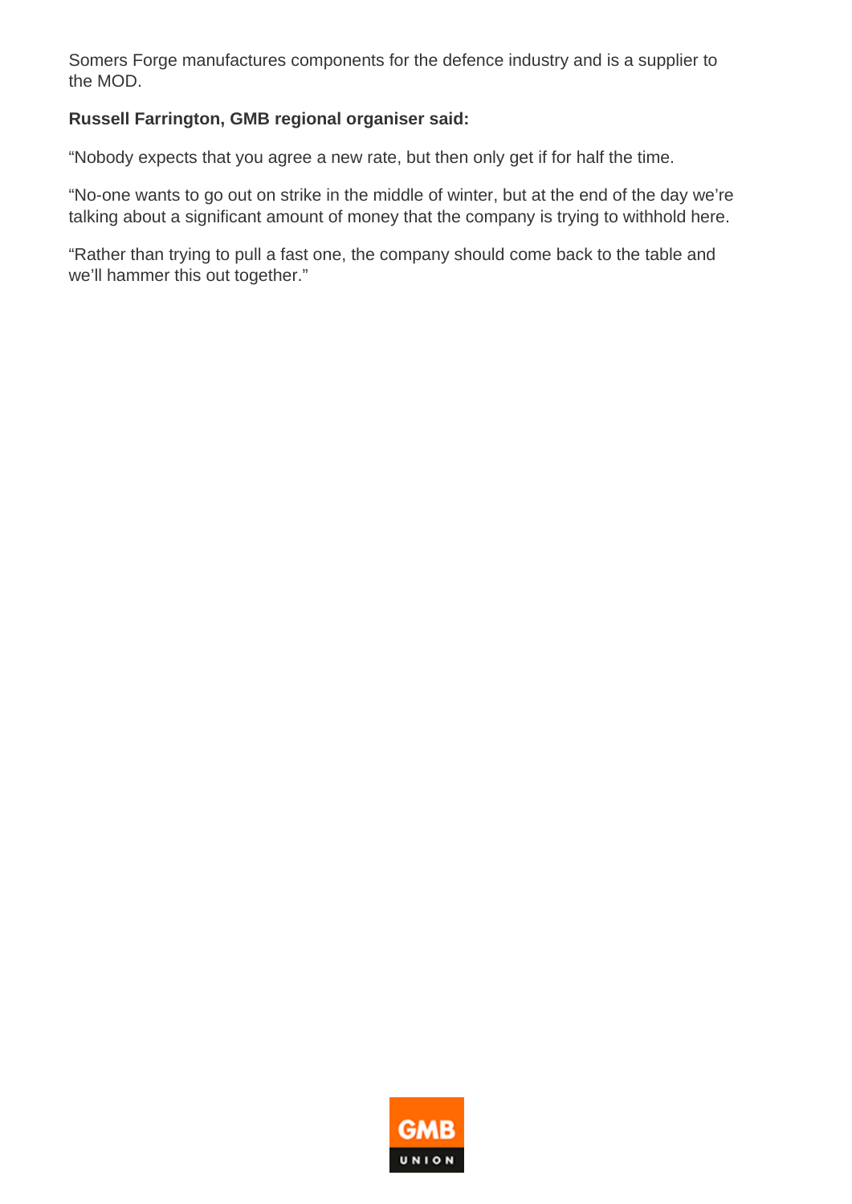Somers Forge manufactures components for the defence industry and is a supplier to the MOD.

**Russell Farrington, GMB regional organiser said:**

“Nobody expects that you agree a new rate, but then only get if for half the time.

“No-one wants to go out on strike in the middle of winter, but at the end of the day we’re talking about a significant amount of money that the company is trying to withhold here.

“Rather than trying to pull a fast one, the company should come back to the table and we’ll hammer this out together.”